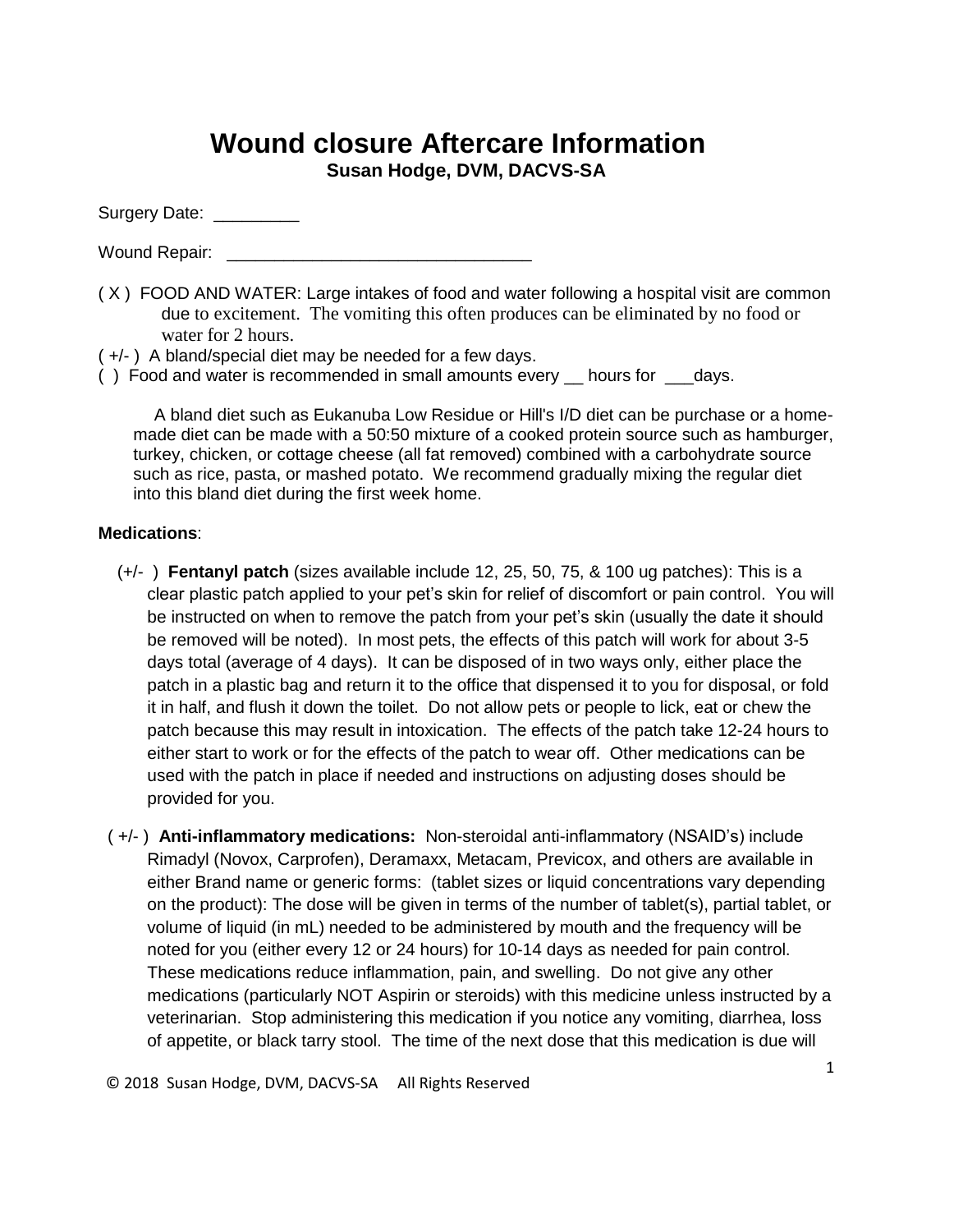# Wound closure Aftercare Information

**Susan Hodge, DVM, DACVS-SA**

Surgery Date: _________

Wound Repair: ________________________________

( X ) FOOD AND WATER: Large intakes of food and water following a hospital visit are common due to excitement. The vomiting this often produces can be eliminated by no food or water for 2 hours.

( +/- ) A bland/special diet may be needed for a few days.

( ) Food and water is recommended in small amounts every __ hours for ___days.

A bland diet such as Eukanuba Low Residue or Hill's I/D diet can be purchase or a home-made diet can be made with a 50:50 mixture of a cooked protein source such as hamburger, turkey, chicken, or cottage cheese (all fat removed) combined with a carbohydrate source such as rice, pasta, or mashed potato. We recommend gradually mixing the regular diet into this bland diet during the first week home.

**Medications**:

(+/- ) **Fentanyl patch** (sizes available include 12, 25, 50, 75, & 100 ug patches): This is a clear plastic patch applied to your pet's skin for relief of discomfort or pain control. You will be instructed on when to remove the patch from your pet's skin (usually the date it should be removed will be noted). In most pets, the effects of this patch will work for about 3-5 days total (average of 4 days). It can be disposed of in two ways only, either place the patch in a plastic bag and return it to the office that dispensed it to you for disposal, or fold it in half, and flush it down the toilet. Do not allow pets or people to lick, eat or chew the patch because this may result in intoxication. The effects of the patch take 12-24 hours to either start to work or for the effects of the patch to wear off. Other medications can be used with the patch in place if needed and instructions on adjusting doses should be provided for you.

( +/- ) **Anti-inflammatory medications:** Non-steroidal anti-inflammatory (NSAID's) include Rimadyl (Novox, Carprofen), Deramaxx, Metacam, Previcox, and others are available in either Brand name or generic forms: (tablet sizes or liquid concentrations vary depending on the product): The dose will be given in terms of the number of tablet(s), partial tablet, or volume of liquid (in mL) needed to be administered by mouth and the frequency will be noted for you (either every 12 or 24 hours) for 10-14 days as needed for pain control. These medications reduce inflammation, pain, and swelling. Do not give any other medications (particularly NOT Aspirin or steroids) with this medicine unless instructed by a veterinarian. Stop administering this medication if you notice any vomiting, diarrhea, loss of appetite, or black tarry stool. The time of the next dose that this medication is due will

© 2018 Susan Hodge, DVM, DACVS-SA All Rights Reserved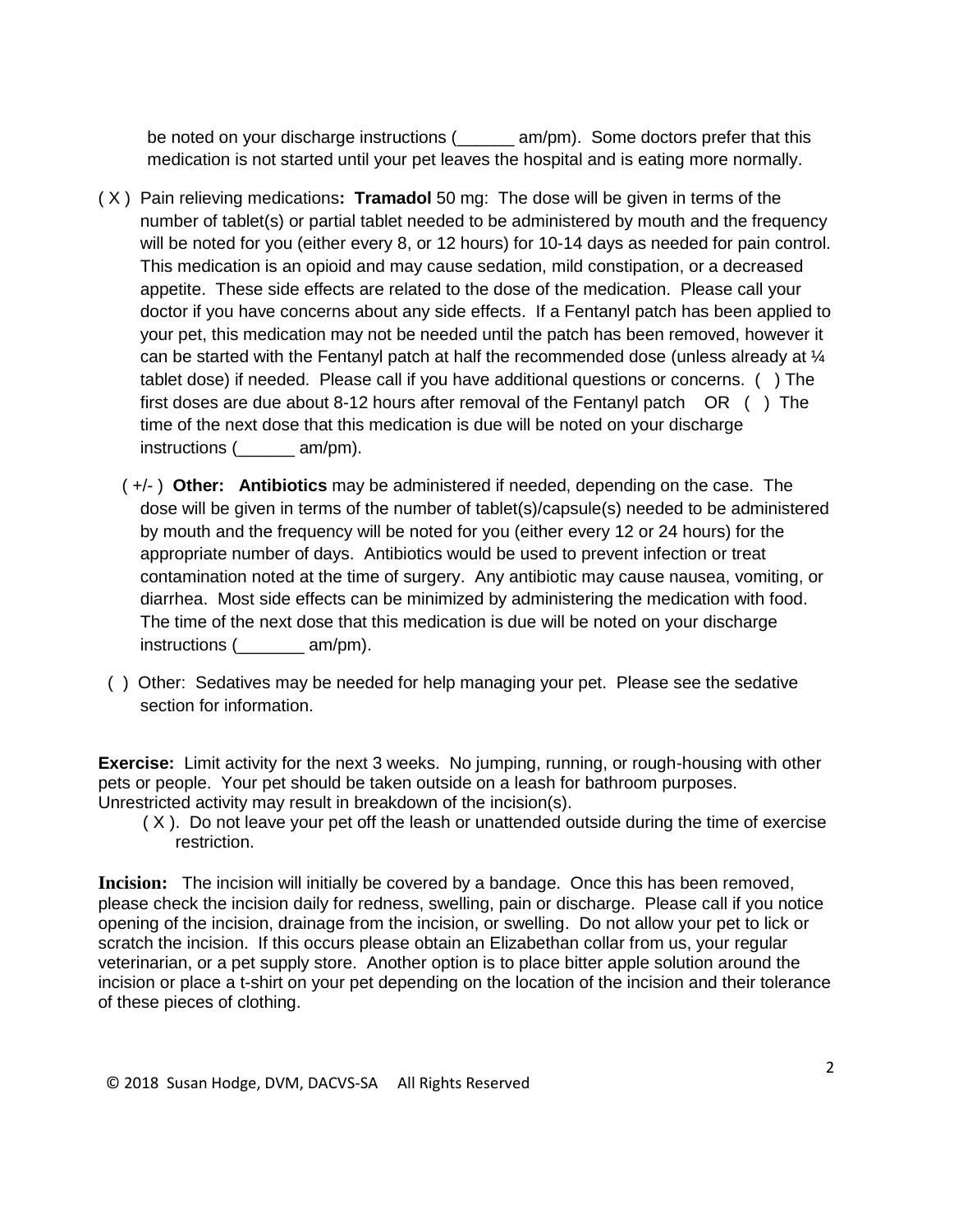be noted on your discharge instructions (______ am/pm).  Some doctors prefer that this medication is not started until your pet leaves the hospital and is eating more normally.

( X )  Pain relieving medications**:** **Tramadol** 50 mg:  The dose will be given in terms of the number of tablet(s) or partial tablet needed to be administered by mouth and the frequency will be noted for you (either every 8, or 12 hours) for 10-14 days as needed for pain control. This medication is an opioid and may cause sedation, mild constipation, or a decreased appetite.  These side effects are related to the dose of the medication.  Please call your doctor if you have concerns about any side effects.  If a Fentanyl patch has been applied to your pet, this medication may not be needed until the patch has been removed, however it can be started with the Fentanyl patch at half the recommended dose (unless already at ¼ tablet dose) if needed.  Please call if you have additional questions or concerns.  (   ) The first doses are due about 8-12 hours after removal of the Fentanyl patch    OR   (   )  The time of the next dose that this medication is due will be noted on your discharge instructions (______ am/pm).

( +/- )  **Other:**  **Antibiotics** may be administered if needed, depending on the case.  The dose will be given in terms of the number of tablet(s)/capsule(s) needed to be administered by mouth and the frequency will be noted for you (either every 12 or 24 hours) for the appropriate number of days.  Antibiotics would be used to prevent infection or treat contamination noted at the time of surgery.  Any antibiotic may cause nausea, vomiting, or diarrhea.  Most side effects can be minimized by administering the medication with food. The time of the next dose that this medication is due will be noted on your discharge instructions (_______ am/pm).

(  )  Other:  Sedatives may be needed for help managing your pet.  Please see the sedative section for information.

**Exercise:**  Limit activity for the next 3 weeks.  No jumping, running, or rough-housing with other pets or people.  Your pet should be taken outside on a leash for bathroom purposes. Unrestricted activity may result in breakdown of the incision(s).

( X ).  Do not leave your pet off the leash or unattended outside during the time of exercise restriction.

**Incision:**   The incision will initially be covered by a bandage.  Once this has been removed, please check the incision daily for redness, swelling, pain or discharge.  Please call if you notice opening of the incision, drainage from the incision, or swelling.  Do not allow your pet to lick or scratch the incision.  If this occurs please obtain an Elizabethan collar from us, your regular veterinarian, or a pet supply store.  Another option is to place bitter apple solution around the incision or place a t-shirt on your pet depending on the location of the incision and their tolerance of these pieces of clothing.

© 2018  Susan Hodge, DVM, DACVS-SA     All Rights Reserved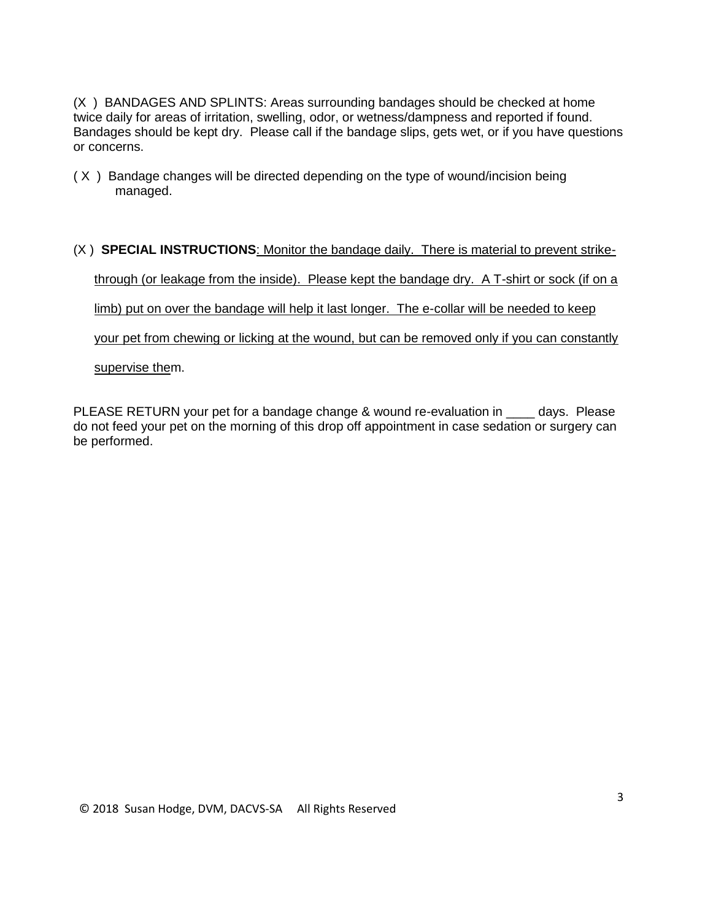(X ) BANDAGES AND SPLINTS: Areas surrounding bandages should be checked at home twice daily for areas of irritation, swelling, odor, or wetness/dampness and reported if found. Bandages should be kept dry. Please call if the bandage slips, gets wet, or if you have questions or concerns.

( X ) Bandage changes will be directed depending on the type of wound/incision being managed.

(X ) **SPECIAL INSTRUCTIONS**: Monitor the bandage daily. There is material to prevent strike-through (or leakage from the inside). Please kept the bandage dry. A T-shirt or sock (if on a limb) put on over the bandage will help it last longer. The e-collar will be needed to keep your pet from chewing or licking at the wound, but can be removed only if you can constantly supervise them.

PLEASE RETURN your pet for a bandage change & wound re-evaluation in ____ days. Please do not feed your pet on the morning of this drop off appointment in case sedation or surgery can be performed.

© 2018 Susan Hodge, DVM, DACVS-SA All Rights Reserved